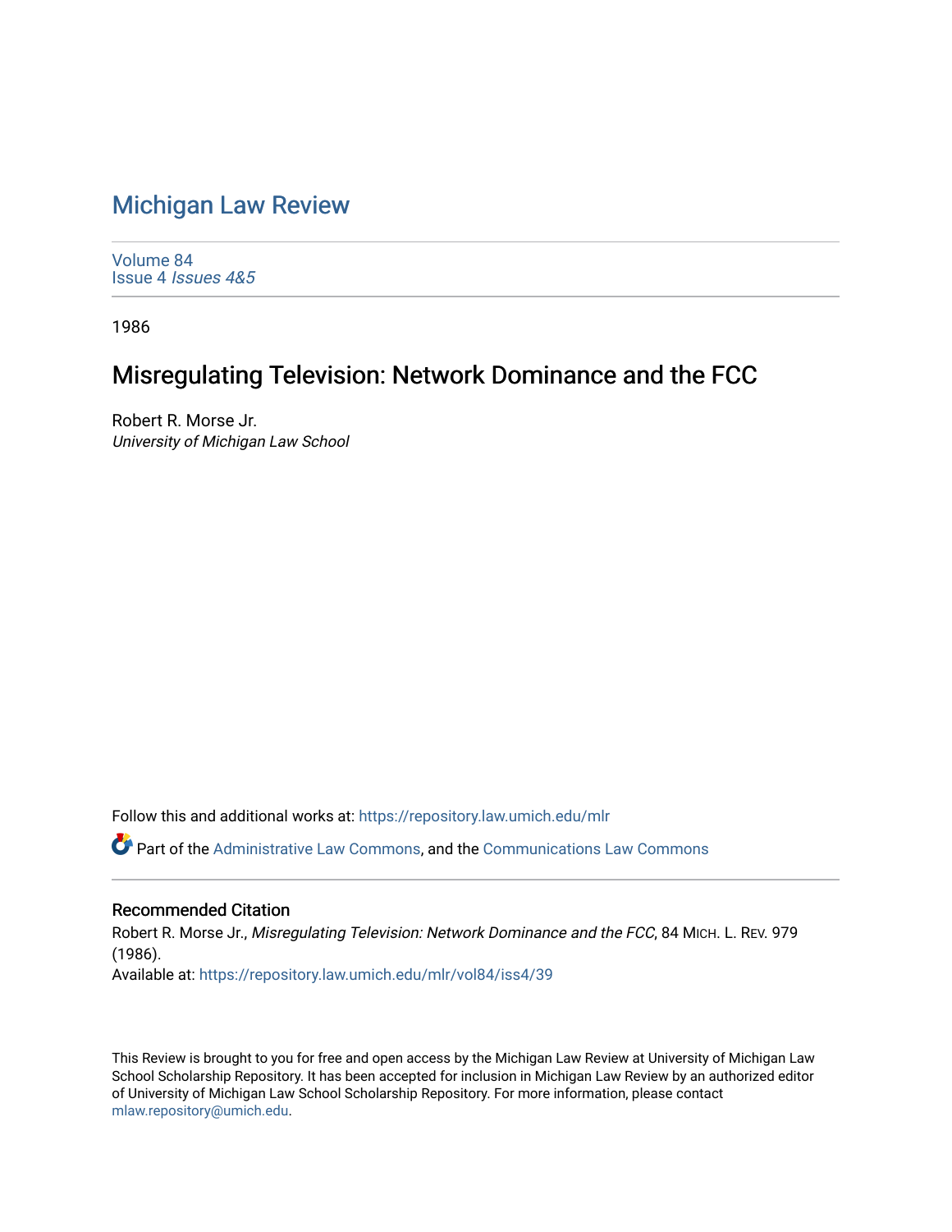# Michigan Law Review

Volume 84
Issue 4 *Issues 4&5*

1986

## Misregulating Television: Network Dominance and the FCC

Robert R. Morse Jr.
*University of Michigan Law School*

Follow this and additional works at: https://repository.law.umich.edu/mlr

Part of the Administrative Law Commons, and the Communications Law Commons

### Recommended Citation

Robert R. Morse Jr., *Misregulating Television: Network Dominance and the FCC*, 84 MICH. L. REV. 979 (1986).
Available at: https://repository.law.umich.edu/mlr/vol84/iss4/39

This Review is brought to you for free and open access by the Michigan Law Review at University of Michigan Law School Scholarship Repository. It has been accepted for inclusion in Michigan Law Review by an authorized editor of University of Michigan Law School Scholarship Repository. For more information, please contact mlaw.repository@umich.edu.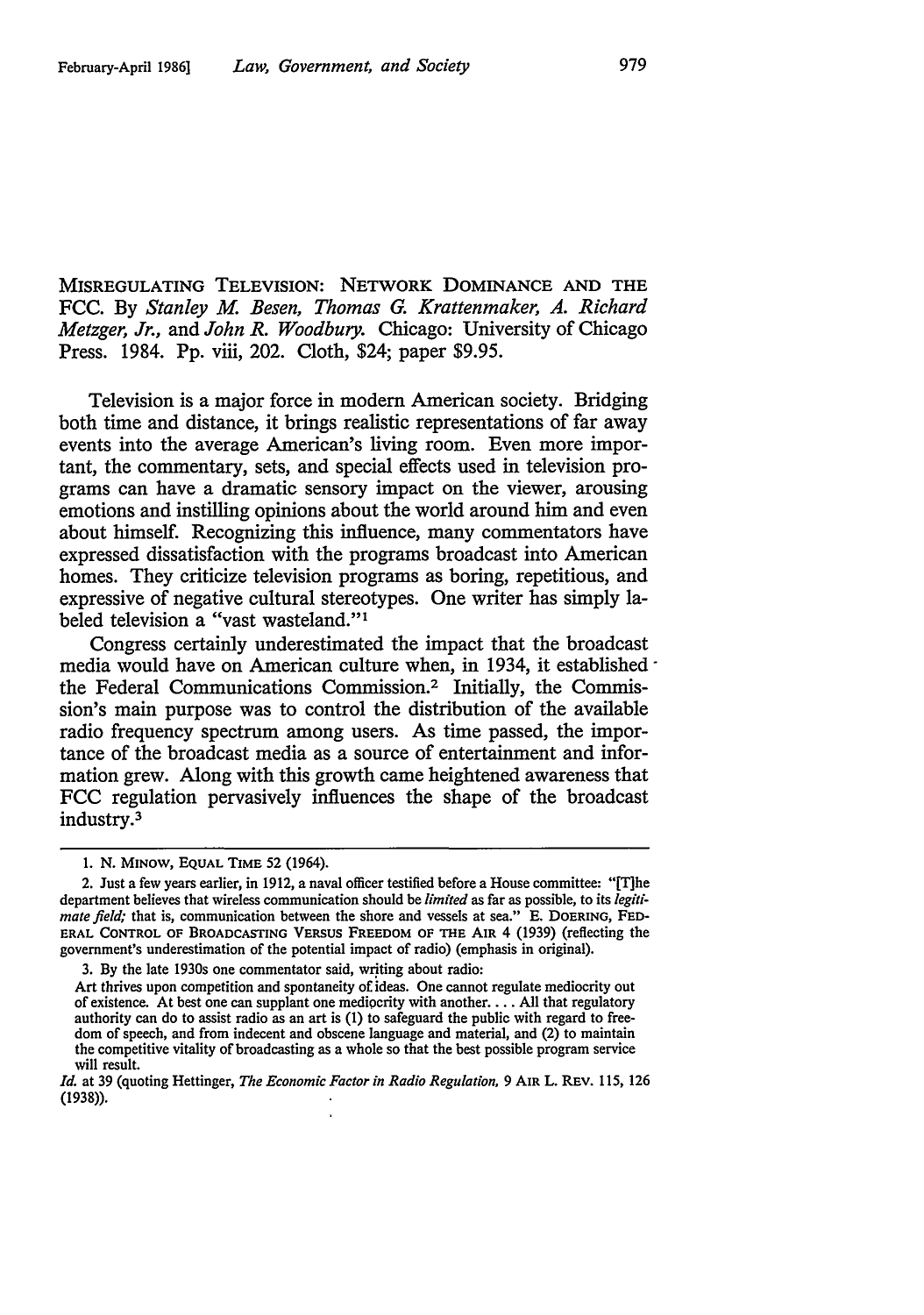MISREGULATING TELEVISION: NETWORK DOMINANCE AND THE FCC. By *Stanley M. Besen, Thomas G. Krattenmaker, A. Richard Metzger, Jr.*, and *John R. Woodbury*. Chicago: University of Chicago Press. 1984. Pp. viii, 202. Cloth, $24; paper $9.95.

Television is a major force in modern American society. Bridging both time and distance, it brings realistic representations of far away events into the average American's living room. Even more important, the commentary, sets, and special effects used in television programs can have a dramatic sensory impact on the viewer, arousing emotions and instilling opinions about the world around him and even about himself. Recognizing this influence, many commentators have expressed dissatisfaction with the programs broadcast into American homes. They criticize television programs as boring, repetitious, and expressive of negative cultural stereotypes. One writer has simply labeled television a "vast wasteland."[1]

Congress certainly underestimated the impact that the broadcast media would have on American culture when, in 1934, it established the Federal Communications Commission.[2] Initially, the Commission's main purpose was to control the distribution of the available radio frequency spectrum among users. As time passed, the importance of the broadcast media as a source of entertainment and information grew. Along with this growth came heightened awareness that FCC regulation pervasively influences the shape of the broadcast industry.[3]

---

1. N. MINOW, EQUAL TIME 52 (1964).

2. Just a few years earlier, in 1912, a naval officer testified before a House committee: "[T]he department believes that wireless communication should be *limited* as far as possible, to its *legitimate field;* that is, communication between the shore and vessels at sea." E. DOERING, FEDERAL CONTROL OF BROADCASTING VERSUS FREEDOM OF THE AIR 4 (1939) (reflecting the government's underestimation of the potential impact of radio) (emphasis in original).

3. By the late 1930s one commentator said, writing about radio:

Art thrives upon competition and spontaneity of ideas. One cannot regulate mediocrity out of existence. At best one can supplant one mediocrity with another. . . . All that regulatory authority can do to assist radio as an art is (1) to safeguard the public with regard to freedom of speech, and from indecent and obscene language and material, and (2) to maintain the competitive vitality of broadcasting as a whole so that the best possible program service will result.

*Id.* at 39 (quoting Hettinger, *The Economic Factor in Radio Regulation,* 9 AIR L. REV. 115, 126 (1938)).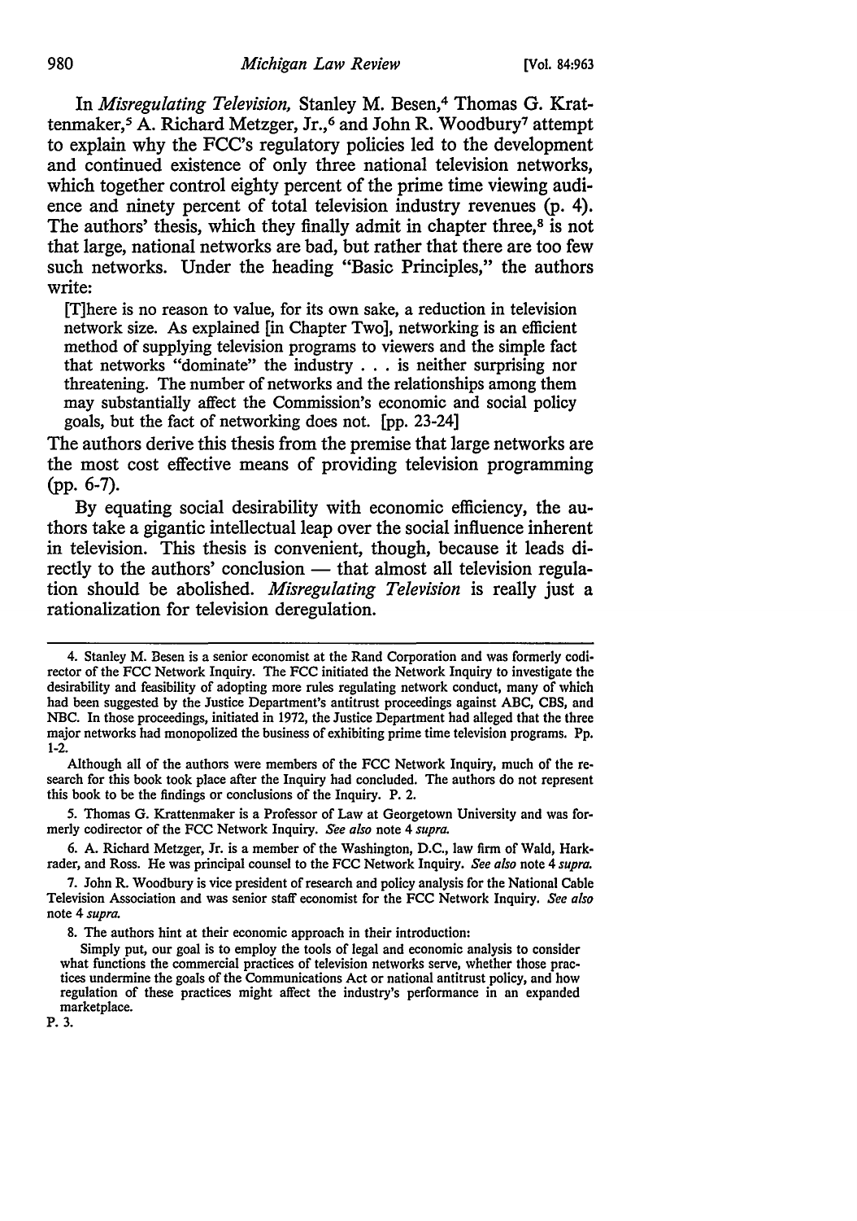In *Misregulating Television,* Stanley M. Besen,[4] Thomas G. Krattenmaker,[5] A. Richard Metzger, Jr.,[6] and John R. Woodbury[7] attempt to explain why the FCC's regulatory policies led to the development and continued existence of only three national television networks, which together control eighty percent of the prime time viewing audience and ninety percent of total television industry revenues (p. 4). The authors' thesis, which they finally admit in chapter three,[8] is not that large, national networks are bad, but rather that there are too few such networks. Under the heading "Basic Principles," the authors write:

> [T]here is no reason to value, for its own sake, a reduction in television network size. As explained [in Chapter Two], networking is an efficient method of supplying television programs to viewers and the simple fact that networks "dominate" the industry . . . is neither surprising nor threatening. The number of networks and the relationships among them may substantially affect the Commission's economic and social policy goals, but the fact of networking does not. [pp. 23-24]

The authors derive this thesis from the premise that large networks are the most cost effective means of providing television programming (pp. 6-7).

By equating social desirability with economic efficiency, the authors take a gigantic intellectual leap over the social influence inherent in television. This thesis is convenient, though, because it leads directly to the authors' conclusion — that almost all television regulation should be abolished. *Misregulating Television* is really just a rationalization for television deregulation.

---

4. Stanley M. Besen is a senior economist at the Rand Corporation and was formerly codirector of the FCC Network Inquiry. The FCC initiated the Network Inquiry to investigate the desirability and feasibility of adopting more rules regulating network conduct, many of which had been suggested by the Justice Department's antitrust proceedings against ABC, CBS, and NBC. In those proceedings, initiated in 1972, the Justice Department had alleged that the three major networks had monopolized the business of exhibiting prime time television programs. Pp. 1-2.

Although all of the authors were members of the FCC Network Inquiry, much of the research for this book took place after the Inquiry had concluded. The authors do not represent this book to be the findings or conclusions of the Inquiry. P. 2.

5. Thomas G. Krattenmaker is a Professor of Law at Georgetown University and was formerly codirector of the FCC Network Inquiry. *See also* note 4 *supra.*

6. A. Richard Metzger, Jr. is a member of the Washington, D.C., law firm of Wald, Harkrader, and Ross. He was principal counsel to the FCC Network Inquiry. *See also* note 4 *supra.*

7. John R. Woodbury is vice president of research and policy analysis for the National Cable Television Association and was senior staff economist for the FCC Network Inquiry. *See also* note 4 *supra.*

8. The authors hint at their economic approach in their introduction:

> Simply put, our goal is to employ the tools of legal and economic analysis to consider what functions the commercial practices of television networks serve, whether those practices undermine the goals of the Communications Act or national antitrust policy, and how regulation of these practices might affect the industry's performance in an expanded marketplace.

P. 3.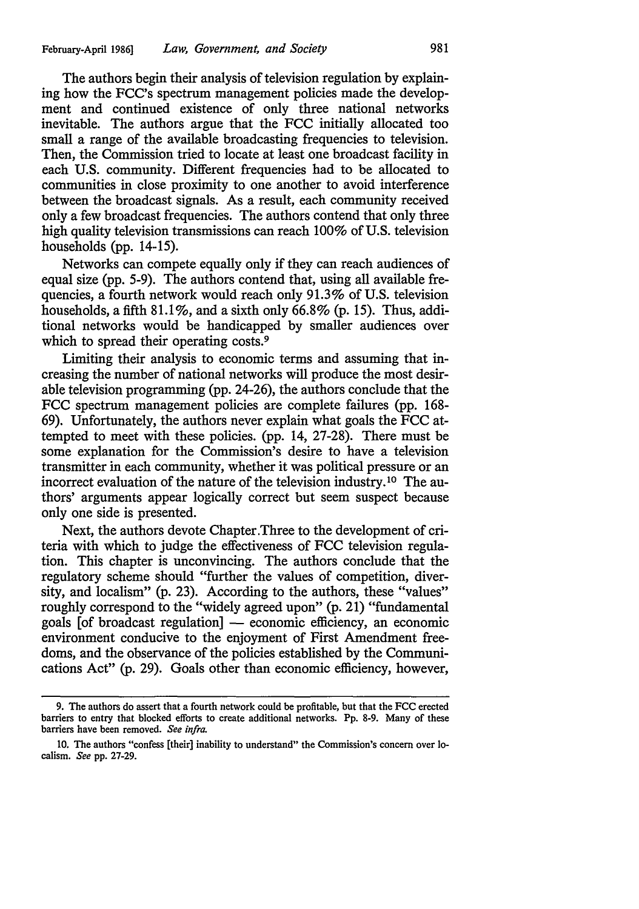The authors begin their analysis of television regulation by explaining how the FCC's spectrum management policies made the development and continued existence of only three national networks inevitable. The authors argue that the FCC initially allocated too small a range of the available broadcasting frequencies to television. Then, the Commission tried to locate at least one broadcast facility in each U.S. community. Different frequencies had to be allocated to communities in close proximity to one another to avoid interference between the broadcast signals. As a result, each community received only a few broadcast frequencies. The authors contend that only three high quality television transmissions can reach 100% of U.S. television households (pp. 14-15).

Networks can compete equally only if they can reach audiences of equal size (pp. 5-9). The authors contend that, using all available frequencies, a fourth network would reach only 91.3% of U.S. television households, a fifth 81.1%, and a sixth only 66.8% (p. 15). Thus, additional networks would be handicapped by smaller audiences over which to spread their operating costs.[9]

Limiting their analysis to economic terms and assuming that increasing the number of national networks will produce the most desirable television programming (pp. 24-26), the authors conclude that the FCC spectrum management policies are complete failures (pp. 168-69). Unfortunately, the authors never explain what goals the FCC attempted to meet with these policies. (pp. 14, 27-28). There must be some explanation for the Commission's desire to have a television transmitter in each community, whether it was political pressure or an incorrect evaluation of the nature of the television industry.[10] The authors' arguments appear logically correct but seem suspect because only one side is presented.

Next, the authors devote Chapter Three to the development of criteria with which to judge the effectiveness of FCC television regulation. This chapter is unconvincing. The authors conclude that the regulatory scheme should "further the values of competition, diversity, and localism" (p. 23). According to the authors, these "values" roughly correspond to the "widely agreed upon" (p. 21) "fundamental goals [of broadcast regulation] — economic efficiency, an economic environment conducive to the enjoyment of First Amendment freedoms, and the observance of the policies established by the Communications Act" (p. 29). Goals other than economic efficiency, however,

---

9. The authors do assert that a fourth network could be profitable, but that the FCC erected barriers to entry that blocked efforts to create additional networks. Pp. 8-9. Many of these barriers have been removed. *See infra.*

10. The authors "confess [their] inability to understand" the Commission's concern over localism. *See* pp. 27-29.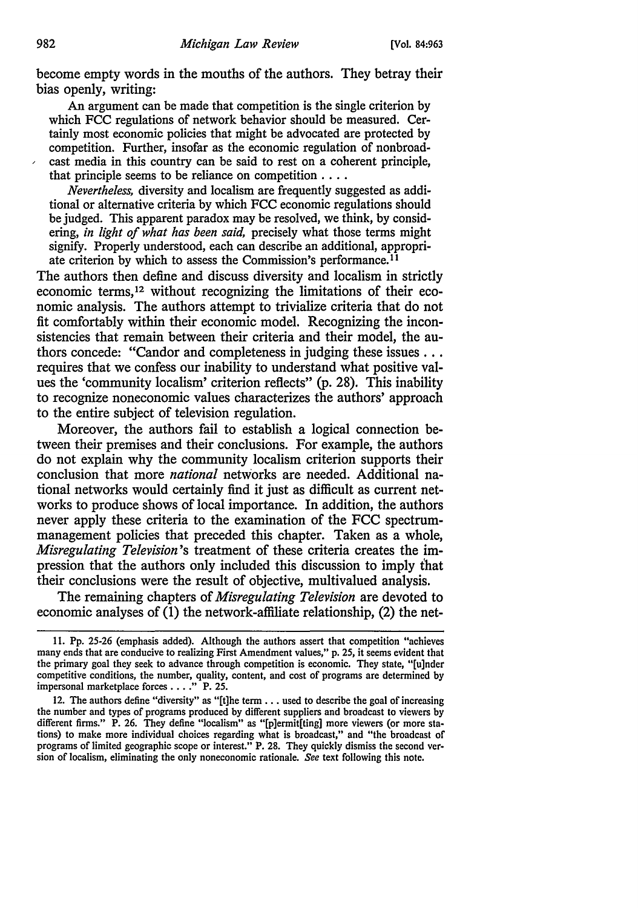become empty words in the mouths of the authors. They betray their bias openly, writing:

> An argument can be made that competition is the single criterion by which FCC regulations of network behavior should be measured. Certainly most economic policies that might be advocated are protected by competition. Further, insofar as the economic regulation of nonbroadcast media in this country can be said to rest on a coherent principle, that principle seems to be reliance on competition . . . .
>
> *Nevertheless,* diversity and localism are frequently suggested as additional or alternative criteria by which FCC economic regulations should be judged. This apparent paradox may be resolved, we think, by considering, *in light of what has been said,* precisely what those terms might signify. Properly understood, each can describe an additional, appropriate criterion by which to assess the Commission's performance.[11]

The authors then define and discuss diversity and localism in strictly economic terms,[12] without recognizing the limitations of their economic analysis. The authors attempt to trivialize criteria that do not fit comfortably within their economic model. Recognizing the inconsistencies that remain between their criteria and their model, the authors concede: "Candor and completeness in judging these issues . . . requires that we confess our inability to understand what positive values the 'community localism' criterion reflects" (p. 28). This inability to recognize noneconomic values characterizes the authors' approach to the entire subject of television regulation.

Moreover, the authors fail to establish a logical connection between their premises and their conclusions. For example, the authors do not explain why the community localism criterion supports their conclusion that more *national* networks are needed. Additional national networks would certainly find it just as difficult as current networks to produce shows of local importance. In addition, the authors never apply these criteria to the examination of the FCC spectrum-management policies that preceded this chapter. Taken as a whole, *Misregulating Television*'s treatment of these criteria creates the impression that the authors only included this discussion to imply that their conclusions were the result of objective, multivalued analysis.

The remaining chapters of *Misregulating Television* are devoted to economic analyses of (1) the network-affiliate relationship, (2) the net-

---

11. Pp. 25-26 (emphasis added). Although the authors assert that competition "achieves many ends that are conducive to realizing First Amendment values," p. 25, it seems evident that the primary goal they seek to advance through competition is economic. They state, "[u]nder competitive conditions, the number, quality, content, and cost of programs are determined by impersonal marketplace forces . . . ." P. 25.

12. The authors define "diversity" as "[t]he term . . . used to describe the goal of increasing the number and types of programs produced by different suppliers and broadcast to viewers by different firms." P. 26. They define "localism" as "[p]ermit[ting] more viewers (or more stations) to make more individual choices regarding what is broadcast," and "the broadcast of programs of limited geographic scope or interest." P. 28. They quickly dismiss the second version of localism, eliminating the only noneconomic rationale. *See* text following this note.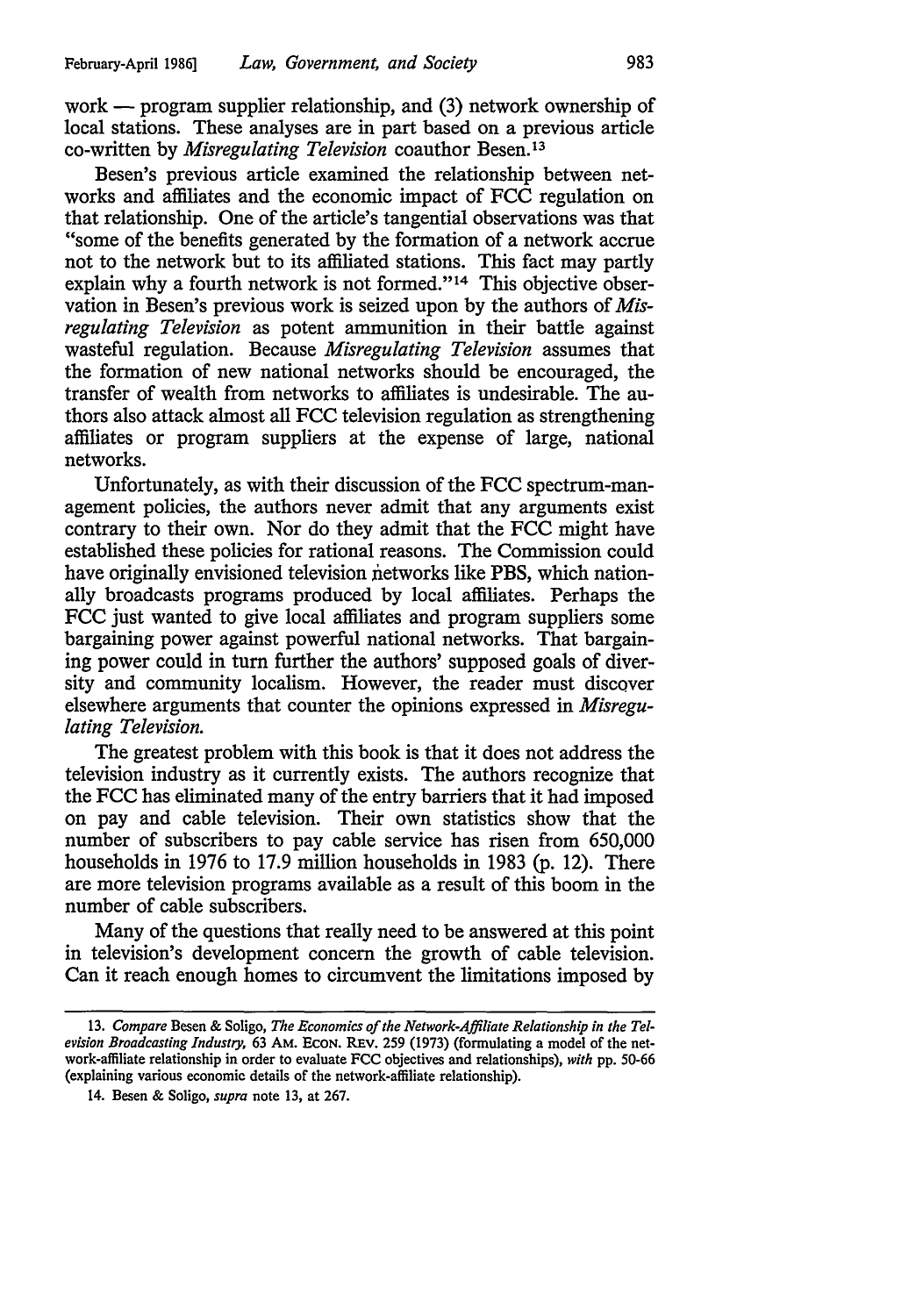work — program supplier relationship, and (3) network ownership of local stations. These analyses are in part based on a previous article co-written by *Misregulating Television* coauthor Besen.[13]

Besen's previous article examined the relationship between networks and affiliates and the economic impact of FCC regulation on that relationship. One of the article's tangential observations was that "some of the benefits generated by the formation of a network accrue not to the network but to its affiliated stations. This fact may partly explain why a fourth network is not formed."[14] This objective observation in Besen's previous work is seized upon by the authors of *Misregulating Television* as potent ammunition in their battle against wasteful regulation. Because *Misregulating Television* assumes that the formation of new national networks should be encouraged, the transfer of wealth from networks to affiliates is undesirable. The authors also attack almost all FCC television regulation as strengthening affiliates or program suppliers at the expense of large, national networks.

Unfortunately, as with their discussion of the FCC spectrum-management policies, the authors never admit that any arguments exist contrary to their own. Nor do they admit that the FCC might have established these policies for rational reasons. The Commission could have originally envisioned television networks like PBS, which nationally broadcasts programs produced by local affiliates. Perhaps the FCC just wanted to give local affiliates and program suppliers some bargaining power against powerful national networks. That bargaining power could in turn further the authors' supposed goals of diversity and community localism. However, the reader must discover elsewhere arguments that counter the opinions expressed in *Misregulating Television.*

The greatest problem with this book is that it does not address the television industry as it currently exists. The authors recognize that the FCC has eliminated many of the entry barriers that it had imposed on pay and cable television. Their own statistics show that the number of subscribers to pay cable service has risen from 650,000 households in 1976 to 17.9 million households in 1983 (p. 12). There are more television programs available as a result of this boom in the number of cable subscribers.

Many of the questions that really need to be answered at this point in television's development concern the growth of cable television. Can it reach enough homes to circumvent the limitations imposed by

---

13. *Compare* Besen & Soligo, *The Economics of the Network-Affiliate Relationship in the Television Broadcasting Industry,* 63 AM. ECON. REV. 259 (1973) (formulating a model of the network-affiliate relationship in order to evaluate FCC objectives and relationships), *with* pp. 50-66 (explaining various economic details of the network-affiliate relationship).

14. Besen & Soligo, *supra* note 13, at 267.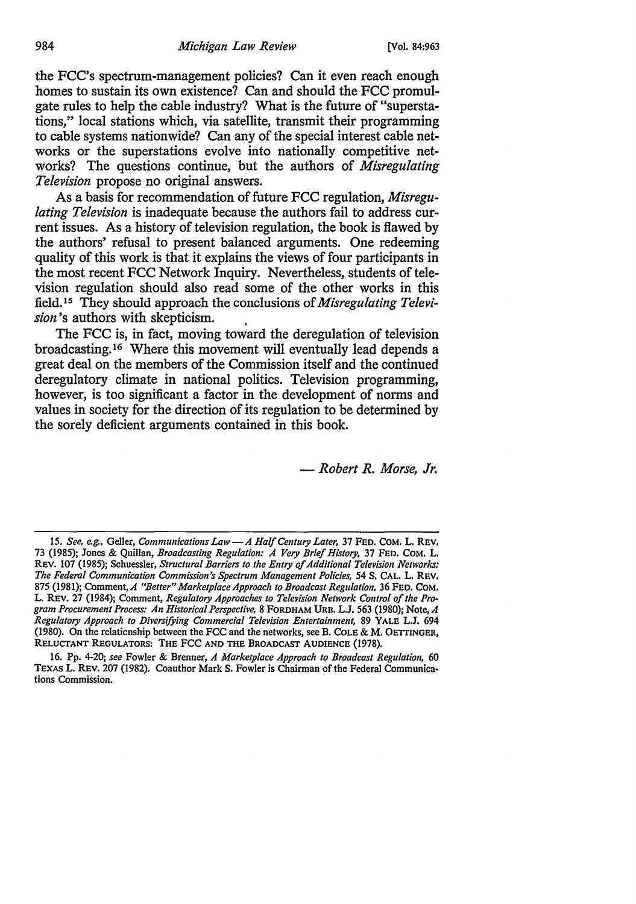the FCC's spectrum-management policies? Can it even reach enough homes to sustain its own existence? Can and should the FCC promulgate rules to help the cable industry? What is the future of "superstations," local stations which, via satellite, transmit their programming to cable systems nationwide? Can any of the special interest cable networks or the superstations evolve into nationally competitive networks? The questions continue, but the authors of *Misregulating Television* propose no original answers.

As a basis for recommendation of future FCC regulation, *Misregulating Television* is inadequate because the authors fail to address current issues. As a history of television regulation, the book is flawed by the authors' refusal to present balanced arguments. One redeeming quality of this work is that it explains the views of four participants in the most recent FCC Network Inquiry. Nevertheless, students of television regulation should also read some of the other works in this field.[15] They should approach the conclusions of *Misregulating Television*'s authors with skepticism.

The FCC is, in fact, moving toward the deregulation of television broadcasting.[16] Where this movement will eventually lead depends a great deal on the members of the Commission itself and the continued deregulatory climate in national politics. Television programming, however, is too significant a factor in the development of norms and values in society for the direction of its regulation to be determined by the sorely deficient arguments contained in this book.

— *Robert R. Morse, Jr.*

---

15. *See, e.g.*, Geller, *Communications Law — A Half Century Later*, 37 FED. COM. L. REV. 73 (1985); Jones & Quillan, *Broadcasting Regulation: A Very Brief History*, 37 FED. COM. L. REV. 107 (1985); Schuessler, *Structural Barriers to the Entry of Additional Television Networks: The Federal Communication Commission's Spectrum Management Policies*, 54 S. CAL. L. REV. 875 (1981); Comment, *A "Better" Marketplace Approach to Broadcast Regulation*, 36 FED. COM. L. REV. 27 (1984); Comment, *Regulatory Approaches to Television Network Control of the Program Procurement Process: An Historical Perspective*, 8 FORDHAM URB. L.J. 563 (1980); Note, *A Regulatory Approach to Diversifying Commercial Television Entertainment*, 89 YALE L.J. 694 (1980). On the relationship between the FCC and the networks, see B. COLE & M. OETTINGER, RELUCTANT REGULATORS: THE FCC AND THE BROADCAST AUDIENCE (1978).

16. Pp. 4-20; *see* Fowler & Brenner, *A Marketplace Approach to Broadcast Regulation*, 60 TEXAS L. REV. 207 (1982). Coauthor Mark S. Fowler is Chairman of the Federal Communications Commission.